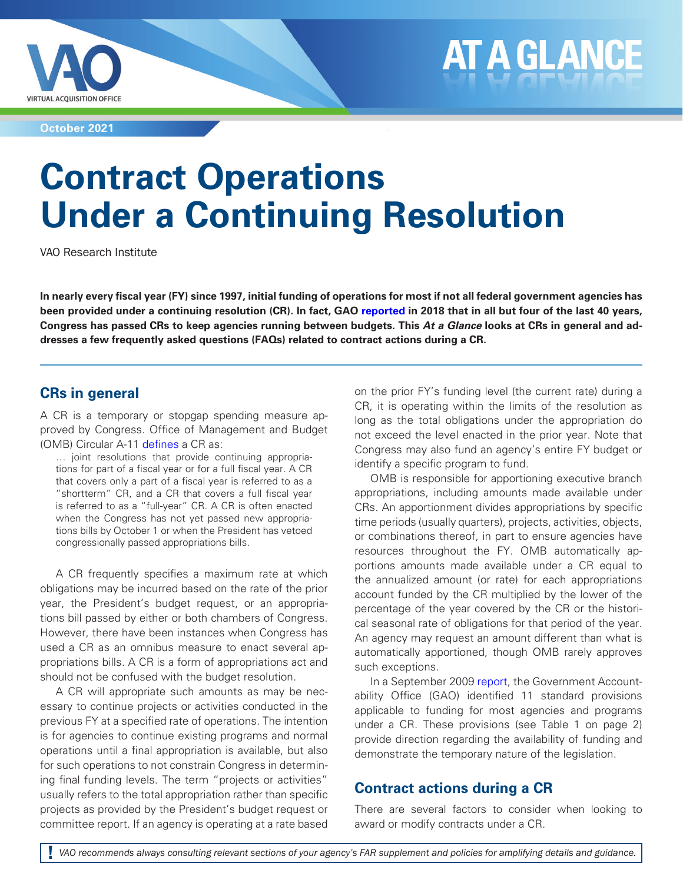October 2021

# Contract Operations Under a Continuing Resolution

VAO Research Institute

**In nearly every fiscal year (FY) since 1997, initial funding of operations for most if not all federal government agencies has been provided under a continuing resolution (CR). In fact, GAO reported in 2018 that in all but four of the last 40 years, Congress has passed CRs to keep agencies running between budgets. This *At a Glance* looks at CRs in general and addresses a few frequently asked questions (FAQs) related to contract actions during a CR.**

## CRs in general

A CR is a temporary or stopgap spending measure approved by Congress. Office of Management and Budget (OMB) Circular A-11 defines a CR as:

> … joint resolutions that provide continuing appropriations for part of a fiscal year or for a full fiscal year. A CR that covers only a part of a fiscal year is referred to as a "shortterm" CR, and a CR that covers a full fiscal year is referred to as a "full-year" CR. A CR is often enacted when the Congress has not yet passed new appropriations bills by October 1 or when the President has vetoed congressionally passed appropriations bills.

A CR frequently specifies a maximum rate at which obligations may be incurred based on the rate of the prior year, the President's budget request, or an appropriations bill passed by either or both chambers of Congress. However, there have been instances when Congress has used a CR as an omnibus measure to enact several appropriations bills. A CR is a form of appropriations act and should not be confused with the budget resolution.

A CR will appropriate such amounts as may be necessary to continue projects or activities conducted in the previous FY at a specified rate of operations. The intention is for agencies to continue existing programs and normal operations until a final appropriation is available, but also for such operations to not constrain Congress in determining final funding levels. The term "projects or activities" usually refers to the total appropriation rather than specific projects as provided by the President's budget request or committee report. If an agency is operating at a rate based on the prior FY's funding level (the current rate) during a CR, it is operating within the limits of the resolution as long as the total obligations under the appropriation do not exceed the level enacted in the prior year. Note that Congress may also fund an agency's entire FY budget or identify a specific program to fund.

OMB is responsible for apportioning executive branch appropriations, including amounts made available under CRs. An apportionment divides appropriations by specific time periods (usually quarters), projects, activities, objects, or combinations thereof, in part to ensure agencies have resources throughout the FY. OMB automatically apportions amounts made available under a CR equal to the annualized amount (or rate) for each appropriations account funded by the CR multiplied by the lower of the percentage of the year covered by the CR or the historical seasonal rate of obligations for that period of the year. An agency may request an amount different than what is automatically apportioned, though OMB rarely approves such exceptions.

In a September 2009 report, the Government Accountability Office (GAO) identified 11 standard provisions applicable to funding for most agencies and programs under a CR. These provisions (see Table 1 on page 2) provide direction regarding the availability of funding and demonstrate the temporary nature of the legislation.

## Contract actions during a CR

There are several factors to consider when looking to award or modify contracts under a CR.

! *VAO recommends always consulting relevant sections of your agency's FAR supplement and policies for amplifying details and guidance.*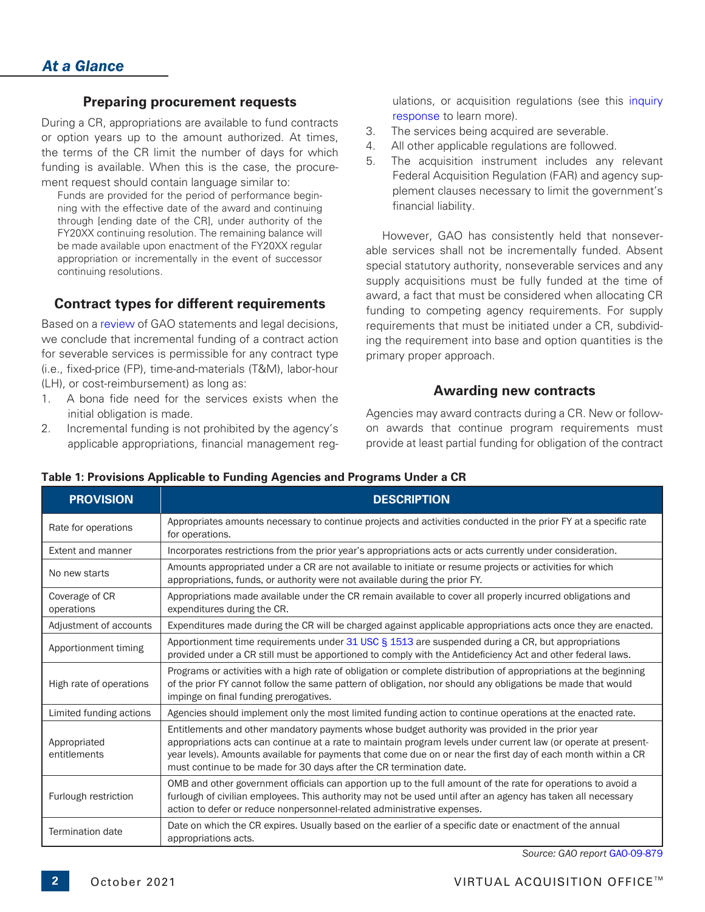## At a Glance

### Preparing procurement requests

During a CR, appropriations are available to fund contracts or option years up to the amount authorized. At times, the terms of the CR limit the number of days for which funding is available. When this is the case, the procurement request should contain language similar to:

> Funds are provided for the period of performance beginning with the effective date of the award and continuing through [ending date of the CR], under authority of the FY20XX continuing resolution. The remaining balance will be made available upon enactment of the FY20XX regular appropriation or incrementally in the event of successor continuing resolutions.

### Contract types for different requirements

Based on a review of GAO statements and legal decisions, we conclude that incremental funding of a contract action for severable services is permissible for any contract type (i.e., fixed-price (FP), time-and-materials (T&M), labor-hour (LH), or cost-reimbursement) as long as:

1. A bona fide need for the services exists when the initial obligation is made.
2. Incremental funding is not prohibited by the agency's applicable appropriations, financial management regulations, or acquisition regulations (see this inquiry response to learn more).
3. The services being acquired are severable.
4. All other applicable regulations are followed.
5. The acquisition instrument includes any relevant Federal Acquisition Regulation (FAR) and agency supplement clauses necessary to limit the government's financial liability.

However, GAO has consistently held that nonseverable services shall not be incrementally funded. Absent special statutory authority, nonseverable services and any supply acquisitions must be fully funded at the time of award, a fact that must be considered when allocating CR funding to competing agency requirements. For supply requirements that must be initiated under a CR, subdividing the requirement into base and option quantities is the primary proper approach.

### Awarding new contracts

Agencies may award contracts during a CR. New or follow-on awards that continue program requirements must provide at least partial funding for obligation of the contract

**Table 1: Provisions Applicable to Funding Agencies and Programs Under a CR**

| PROVISION | DESCRIPTION |
|---|---|
| Rate for operations | Appropriates amounts necessary to continue projects and activities conducted in the prior FY at a specific rate for operations. |
| Extent and manner | Incorporates restrictions from the prior year's appropriations acts or acts currently under consideration. |
| No new starts | Amounts appropriated under a CR are not available to initiate or resume projects or activities for which appropriations, funds, or authority were not available during the prior FY. |
| Coverage of CR operations | Appropriations made available under the CR remain available to cover all properly incurred obligations and expenditures during the CR. |
| Adjustment of accounts | Expenditures made during the CR will be charged against applicable appropriations acts once they are enacted. |
| Apportionment timing | Apportionment time requirements under 31 USC § 1513 are suspended during a CR, but appropriations provided under a CR still must be apportioned to comply with the Antideficiency Act and other federal laws. |
| High rate of operations | Programs or activities with a high rate of obligation or complete distribution of appropriations at the beginning of the prior FY cannot follow the same pattern of obligation, nor should any obligations be made that would impinge on final funding prerogatives. |
| Limited funding actions | Agencies should implement only the most limited funding action to continue operations at the enacted rate. |
| Appropriated entitlements | Entitlements and other mandatory payments whose budget authority was provided in the prior year appropriations acts can continue at a rate to maintain program levels under current law (or operate at present-year levels). Amounts available for payments that come due on or near the first day of each month within a CR must continue to be made for 30 days after the CR termination date. |
| Furlough restriction | OMB and other government officials can apportion up to the full amount of the rate for operations to avoid a furlough of civilian employees. This authority may not be used until after an agency has taken all necessary action to defer or reduce nonpersonnel-related administrative expenses. |
| Termination date | Date on which the CR expires. Usually based on the earlier of a specific date or enactment of the annual appropriations acts. |

*Source: GAO report GAO-09-879*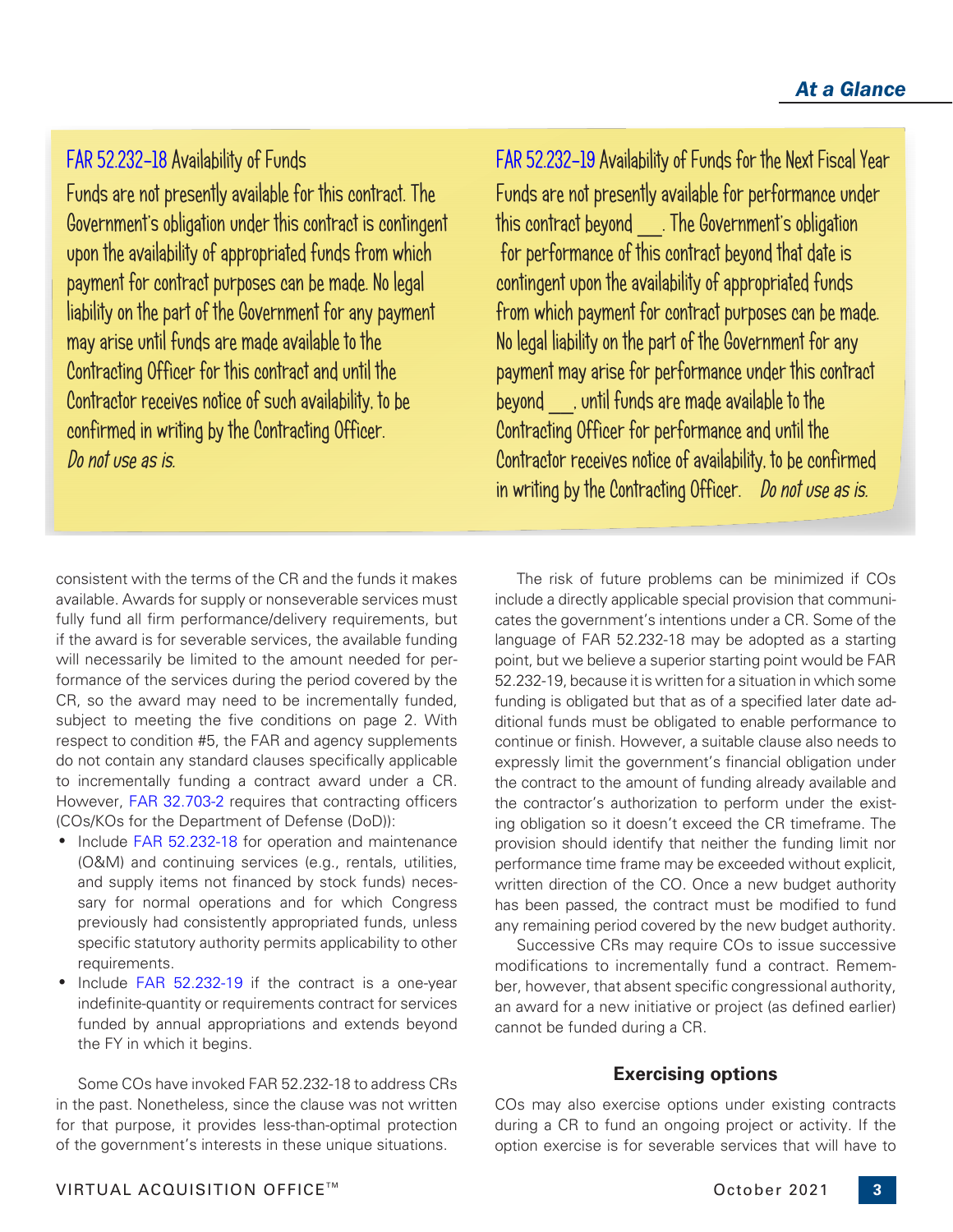**FAR 52.232-18 Availability of Funds**

Funds are not presently available for this contract. The Government's obligation under this contract is contingent upon the availability of appropriated funds from which payment for contract purposes can be made. No legal liability on the part of the Government for any payment may arise until funds are made available to the Contracting Officer for this contract and until the Contractor receives notice of such availability, to be confirmed in writing by the Contracting Officer.
*Do not use as is.*

**FAR 52.232-19 Availability of Funds for the Next Fiscal Year**

Funds are not presently available for performance under this contract beyond ___. The Government's obligation for performance of this contract beyond that date is contingent upon the availability of appropriated funds from which payment for contract purposes can be made. No legal liability on the part of the Government for any payment may arise for performance under this contract beyond ___, until funds are made available to the Contracting Officer for performance and until the Contractor receives notice of availability, to be confirmed in writing by the Contracting Officer. *Do not use as is.*

consistent with the terms of the CR and the funds it makes available. Awards for supply or nonseverable services must fully fund all firm performance/delivery requirements, but if the award is for severable services, the available funding will necessarily be limited to the amount needed for performance of the services during the period covered by the CR, so the award may need to be incrementally funded, subject to meeting the five conditions on page 2. With respect to condition #5, the FAR and agency supplements do not contain any standard clauses specifically applicable to incrementally funding a contract award under a CR. However, FAR 32.703-2 requires that contracting officers (COs/KOs for the Department of Defense (DoD)):

- Include FAR 52.232-18 for operation and maintenance (O&M) and continuing services (e.g., rentals, utilities, and supply items not financed by stock funds) necessary for normal operations and for which Congress previously had consistently appropriated funds, unless specific statutory authority permits applicability to other requirements.
- Include FAR 52.232-19 if the contract is a one-year indefinite-quantity or requirements contract for services funded by annual appropriations and extends beyond the FY in which it begins.

Some COs have invoked FAR 52.232-18 to address CRs in the past. Nonetheless, since the clause was not written for that purpose, it provides less-than-optimal protection of the government's interests in these unique situations.

The risk of future problems can be minimized if COs include a directly applicable special provision that communicates the government's intentions under a CR. Some of the language of FAR 52.232-18 may be adopted as a starting point, but we believe a superior starting point would be FAR 52.232-19, because it is written for a situation in which some funding is obligated but that as of a specified later date additional funds must be obligated to enable performance to continue or finish. However, a suitable clause also needs to expressly limit the government's financial obligation under the contract to the amount of funding already available and the contractor's authorization to perform under the existing obligation so it doesn't exceed the CR timeframe. The provision should identify that neither the funding limit nor performance time frame may be exceeded without explicit, written direction of the CO. Once a new budget authority has been passed, the contract must be modified to fund any remaining period covered by the new budget authority.

Successive CRs may require COs to issue successive modifications to incrementally fund a contract. Remember, however, that absent specific congressional authority, an award for a new initiative or project (as defined earlier) cannot be funded during a CR.

### Exercising options

COs may also exercise options under existing contracts during a CR to fund an ongoing project or activity. If the option exercise is for severable services that will have to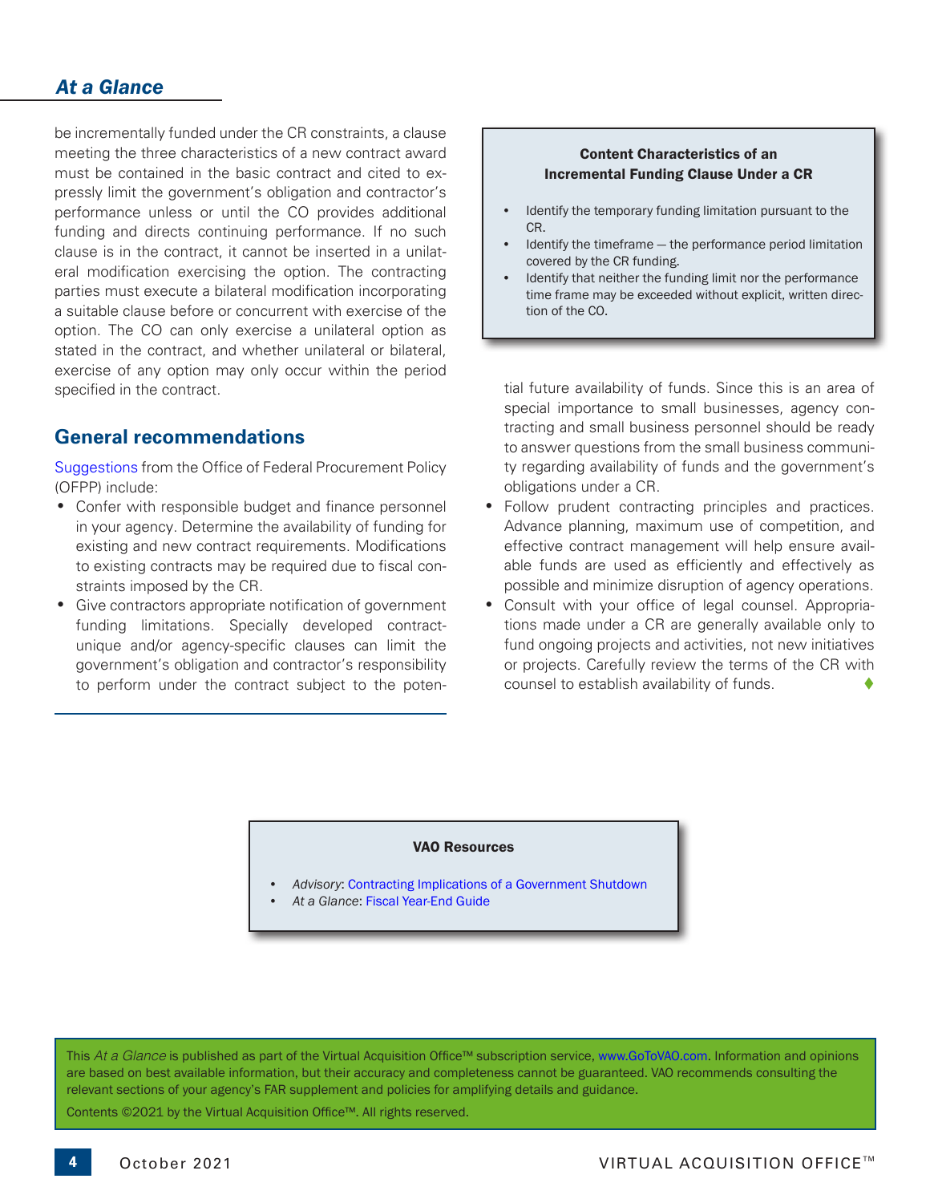be incrementally funded under the CR constraints, a clause meeting the three characteristics of a new contract award must be contained in the basic contract and cited to expressly limit the government's obligation and contractor's performance unless or until the CO provides additional funding and directs continuing performance. If no such clause is in the contract, it cannot be inserted in a unilateral modification exercising the option. The contracting parties must execute a bilateral modification incorporating a suitable clause before or concurrent with exercise of the option. The CO can only exercise a unilateral option as stated in the contract, and whether unilateral or bilateral, exercise of any option may only occur within the period specified in the contract.

**Content Characteristics of an Incremental Funding Clause Under a CR**

- Identify the temporary funding limitation pursuant to the CR.
- Identify the timeframe — the performance period limitation covered by the CR funding.
- Identify that neither the funding limit nor the performance time frame may be exceeded without explicit, written direction of the CO.

## General recommendations

Suggestions from the Office of Federal Procurement Policy (OFPP) include:

- Confer with responsible budget and finance personnel in your agency. Determine the availability of funding for existing and new contract requirements. Modifications to existing contracts may be required due to fiscal constraints imposed by the CR.
- Give contractors appropriate notification of government funding limitations. Specially developed contract-unique and/or agency-specific clauses can limit the government's obligation and contractor's responsibility to perform under the contract subject to the potential future availability of funds. Since this is an area of special importance to small businesses, agency contracting and small business personnel should be ready to answer questions from the small business community regarding availability of funds and the government's obligations under a CR.
- Follow prudent contracting principles and practices. Advance planning, maximum use of competition, and effective contract management will help ensure available funds are used as efficiently and effectively as possible and minimize disruption of agency operations.
- Consult with your office of legal counsel. Appropriations made under a CR are generally available only to fund ongoing projects and activities, not new initiatives or projects. Carefully review the terms of the CR with counsel to establish availability of funds. ♦

**VAO Resources**

- *Advisory*: Contracting Implications of a Government Shutdown
- *At a Glance*: Fiscal Year-End Guide

This *At a Glance* is published as part of the Virtual Acquisition Office™ subscription service, www.GoToVAO.com. Information and opinions are based on best available information, but their accuracy and completeness cannot be guaranteed. VAO recommends consulting the relevant sections of your agency's FAR supplement and policies for amplifying details and guidance.

Contents ©2021 by the Virtual Acquisition Office™. All rights reserved.